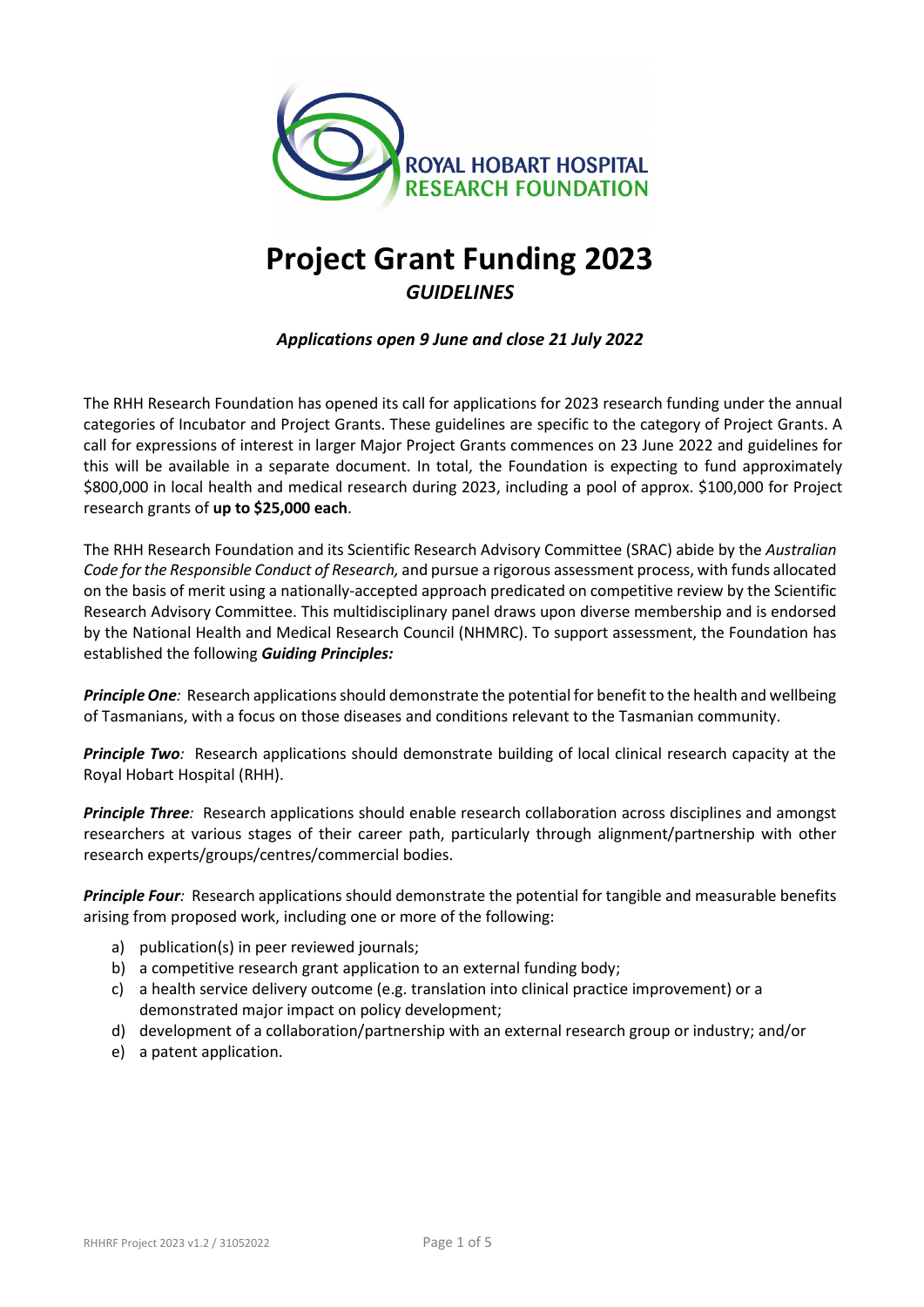ROYAL HOBART HOSPITAL RESEARCH FOUNDATION

# Project Grant Funding 2023

## *GUIDELINES*

***Applications open 9 June and close 21 July 2022***

The RHH Research Foundation has opened its call for applications for 2023 research funding under the annual categories of Incubator and Project Grants. These guidelines are specific to the category of Project Grants. A call for expressions of interest in larger Major Project Grants commences on 23 June 2022 and guidelines for this will be available in a separate document. In total, the Foundation is expecting to fund approximately $800,000 in local health and medical research during 2023, including a pool of approx. $100,000 for Project research grants of **up to $25,000 each**.

The RHH Research Foundation and its Scientific Research Advisory Committee (SRAC) abide by the *Australian Code for the Responsible Conduct of Research,* and pursue a rigorous assessment process, with funds allocated on the basis of merit using a nationally-accepted approach predicated on competitive review by the Scientific Research Advisory Committee. This multidisciplinary panel draws upon diverse membership and is endorsed by the National Health and Medical Research Council (NHMRC). To support assessment, the Foundation has established the following ***Guiding Principles:***

***Principle One**:* Research applications should demonstrate the potential for benefit to the health and wellbeing of Tasmanians, with a focus on those diseases and conditions relevant to the Tasmanian community.

***Principle Two**:* Research applications should demonstrate building of local clinical research capacity at the Royal Hobart Hospital (RHH).

***Principle Three**:* Research applications should enable research collaboration across disciplines and amongst researchers at various stages of their career path, particularly through alignment/partnership with other research experts/groups/centres/commercial bodies.

***Principle Four**:* Research applications should demonstrate the potential for tangible and measurable benefits arising from proposed work, including one or more of the following:

a) publication(s) in peer reviewed journals;
b) a competitive research grant application to an external funding body;
c) a health service delivery outcome (e.g. translation into clinical practice improvement) or a demonstrated major impact on policy development;
d) development of a collaboration/partnership with an external research group or industry; and/or
e) a patent application.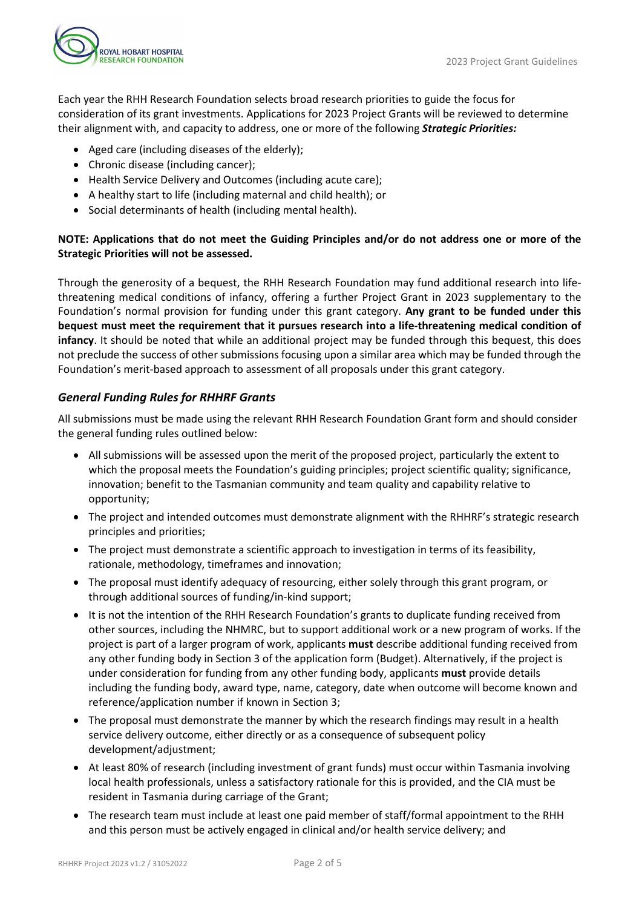Each year the RHH Research Foundation selects broad research priorities to guide the focus for consideration of its grant investments. Applications for 2023 Project Grants will be reviewed to determine their alignment with, and capacity to address, one or more of the following ***Strategic Priorities:***

- Aged care (including diseases of the elderly);
- Chronic disease (including cancer);
- Health Service Delivery and Outcomes (including acute care);
- A healthy start to life (including maternal and child health); or
- Social determinants of health (including mental health).

**NOTE: Applications that do not meet the Guiding Principles and/or do not address one or more of the Strategic Priorities will not be assessed.**

Through the generosity of a bequest, the RHH Research Foundation may fund additional research into life-threatening medical conditions of infancy, offering a further Project Grant in 2023 supplementary to the Foundation's normal provision for funding under this grant category. **Any grant to be funded under this bequest must meet the requirement that it pursues research into a life-threatening medical condition of infancy**. It should be noted that while an additional project may be funded through this bequest, this does not preclude the success of other submissions focusing upon a similar area which may be funded through the Foundation's merit-based approach to assessment of all proposals under this grant category.

### *General Funding Rules for RHHRF Grants*

All submissions must be made using the relevant RHH Research Foundation Grant form and should consider the general funding rules outlined below:

- All submissions will be assessed upon the merit of the proposed project, particularly the extent to which the proposal meets the Foundation's guiding principles; project scientific quality; significance, innovation; benefit to the Tasmanian community and team quality and capability relative to opportunity;
- The project and intended outcomes must demonstrate alignment with the RHHRF's strategic research principles and priorities;
- The project must demonstrate a scientific approach to investigation in terms of its feasibility, rationale, methodology, timeframes and innovation;
- The proposal must identify adequacy of resourcing, either solely through this grant program, or through additional sources of funding/in-kind support;
- It is not the intention of the RHH Research Foundation's grants to duplicate funding received from other sources, including the NHMRC, but to support additional work or a new program of works. If the project is part of a larger program of work, applicants **must** describe additional funding received from any other funding body in Section 3 of the application form (Budget). Alternatively, if the project is under consideration for funding from any other funding body, applicants **must** provide details including the funding body, award type, name, category, date when outcome will become known and reference/application number if known in Section 3;
- The proposal must demonstrate the manner by which the research findings may result in a health service delivery outcome, either directly or as a consequence of subsequent policy development/adjustment;
- At least 80% of research (including investment of grant funds) must occur within Tasmania involving local health professionals, unless a satisfactory rationale for this is provided, and the CIA must be resident in Tasmania during carriage of the Grant;
- The research team must include at least one paid member of staff/formal appointment to the RHH and this person must be actively engaged in clinical and/or health service delivery; and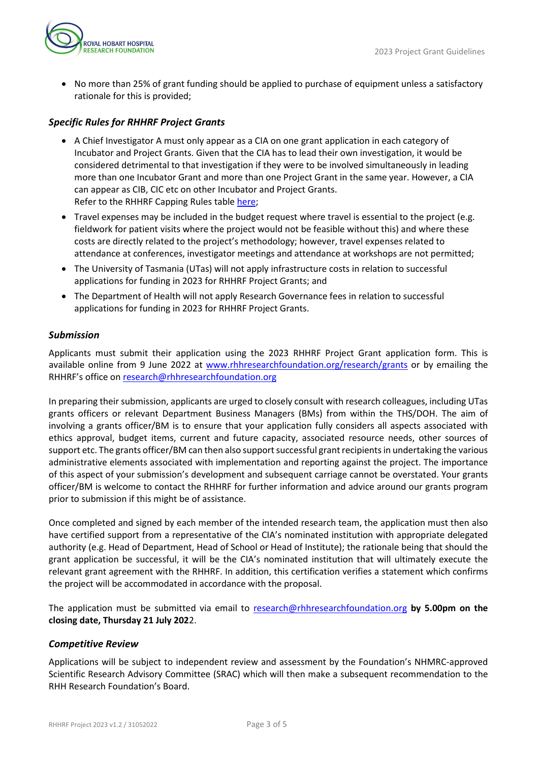- No more than 25% of grant funding should be applied to purchase of equipment unless a satisfactory rationale for this is provided;

### *Specific Rules for RHHRF Project Grants*

- A Chief Investigator A must only appear as a CIA on one grant application in each category of Incubator and Project Grants. Given that the CIA has to lead their own investigation, it would be considered detrimental to that investigation if they were to be involved simultaneously in leading more than one Incubator Grant and more than one Project Grant in the same year. However, a CIA can appear as CIB, CIC etc on other Incubator and Project Grants.
  Refer to the RHHRF Capping Rules table here;
- Travel expenses may be included in the budget request where travel is essential to the project (e.g. fieldwork for patient visits where the project would not be feasible without this) and where these costs are directly related to the project's methodology; however, travel expenses related to attendance at conferences, investigator meetings and attendance at workshops are not permitted;
- The University of Tasmania (UTas) will not apply infrastructure costs in relation to successful applications for funding in 2023 for RHHRF Project Grants; and
- The Department of Health will not apply Research Governance fees in relation to successful applications for funding in 2023 for RHHRF Project Grants.

### *Submission*

Applicants must submit their application using the 2023 RHHRF Project Grant application form. This is available online from 9 June 2022 at www.rhhresearchfoundation.org/research/grants or by emailing the RHHRF's office on research@rhhresearchfoundation.org

In preparing their submission, applicants are urged to closely consult with research colleagues, including UTas grants officers or relevant Department Business Managers (BMs) from within the THS/DOH. The aim of involving a grants officer/BM is to ensure that your application fully considers all aspects associated with ethics approval, budget items, current and future capacity, associated resource needs, other sources of support etc. The grants officer/BM can then also support successful grant recipients in undertaking the various administrative elements associated with implementation and reporting against the project. The importance of this aspect of your submission's development and subsequent carriage cannot be overstated. Your grants officer/BM is welcome to contact the RHHRF for further information and advice around our grants program prior to submission if this might be of assistance.

Once completed and signed by each member of the intended research team, the application must then also have certified support from a representative of the CIA's nominated institution with appropriate delegated authority (e.g. Head of Department, Head of School or Head of Institute); the rationale being that should the grant application be successful, it will be the CIA's nominated institution that will ultimately execute the relevant grant agreement with the RHHRF. In addition, this certification verifies a statement which confirms the project will be accommodated in accordance with the proposal.

The application must be submitted via email to research@rhhresearchfoundation.org **by 5.00pm on the closing date, Thursday 21 July 202**2.

### *Competitive Review*

Applications will be subject to independent review and assessment by the Foundation's NHMRC-approved Scientific Research Advisory Committee (SRAC) which will then make a subsequent recommendation to the RHH Research Foundation's Board.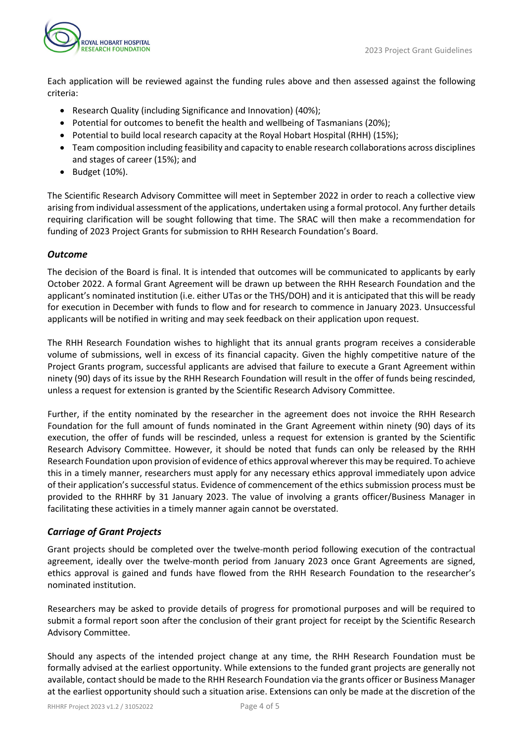Each application will be reviewed against the funding rules above and then assessed against the following criteria:

- Research Quality (including Significance and Innovation) (40%);
- Potential for outcomes to benefit the health and wellbeing of Tasmanians (20%);
- Potential to build local research capacity at the Royal Hobart Hospital (RHH) (15%);
- Team composition including feasibility and capacity to enable research collaborations across disciplines and stages of career (15%); and
- Budget (10%).

The Scientific Research Advisory Committee will meet in September 2022 in order to reach a collective view arising from individual assessment of the applications, undertaken using a formal protocol. Any further details requiring clarification will be sought following that time. The SRAC will then make a recommendation for funding of 2023 Project Grants for submission to RHH Research Foundation's Board.

### *Outcome*

The decision of the Board is final. It is intended that outcomes will be communicated to applicants by early October 2022. A formal Grant Agreement will be drawn up between the RHH Research Foundation and the applicant's nominated institution (i.e. either UTas or the THS/DOH) and it is anticipated that this will be ready for execution in December with funds to flow and for research to commence in January 2023. Unsuccessful applicants will be notified in writing and may seek feedback on their application upon request.

The RHH Research Foundation wishes to highlight that its annual grants program receives a considerable volume of submissions, well in excess of its financial capacity. Given the highly competitive nature of the Project Grants program, successful applicants are advised that failure to execute a Grant Agreement within ninety (90) days of its issue by the RHH Research Foundation will result in the offer of funds being rescinded, unless a request for extension is granted by the Scientific Research Advisory Committee.

Further, if the entity nominated by the researcher in the agreement does not invoice the RHH Research Foundation for the full amount of funds nominated in the Grant Agreement within ninety (90) days of its execution, the offer of funds will be rescinded, unless a request for extension is granted by the Scientific Research Advisory Committee. However, it should be noted that funds can only be released by the RHH Research Foundation upon provision of evidence of ethics approval wherever this may be required. To achieve this in a timely manner, researchers must apply for any necessary ethics approval immediately upon advice of their application's successful status. Evidence of commencement of the ethics submission process must be provided to the RHHRF by 31 January 2023. The value of involving a grants officer/Business Manager in facilitating these activities in a timely manner again cannot be overstated.

### *Carriage of Grant Projects*

Grant projects should be completed over the twelve-month period following execution of the contractual agreement, ideally over the twelve-month period from January 2023 once Grant Agreements are signed, ethics approval is gained and funds have flowed from the RHH Research Foundation to the researcher's nominated institution.

Researchers may be asked to provide details of progress for promotional purposes and will be required to submit a formal report soon after the conclusion of their grant project for receipt by the Scientific Research Advisory Committee.

Should any aspects of the intended project change at any time, the RHH Research Foundation must be formally advised at the earliest opportunity. While extensions to the funded grant projects are generally not available, contact should be made to the RHH Research Foundation via the grants officer or Business Manager at the earliest opportunity should such a situation arise. Extensions can only be made at the discretion of the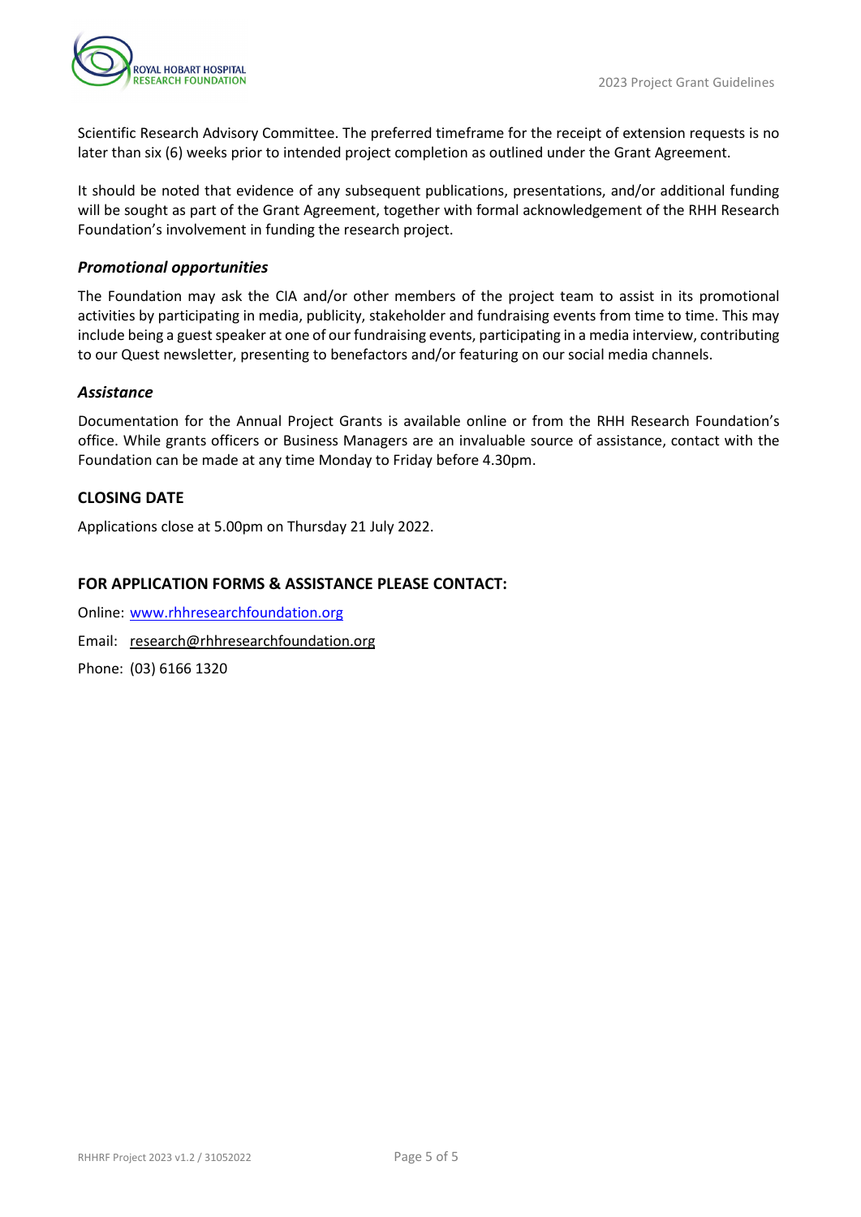Scientific Research Advisory Committee. The preferred timeframe for the receipt of extension requests is no later than six (6) weeks prior to intended project completion as outlined under the Grant Agreement.

It should be noted that evidence of any subsequent publications, presentations, and/or additional funding will be sought as part of the Grant Agreement, together with formal acknowledgement of the RHH Research Foundation's involvement in funding the research project.

### *Promotional opportunities*

The Foundation may ask the CIA and/or other members of the project team to assist in its promotional activities by participating in media, publicity, stakeholder and fundraising events from time to time. This may include being a guest speaker at one of our fundraising events, participating in a media interview, contributing to our Quest newsletter, presenting to benefactors and/or featuring on our social media channels.

### *Assistance*

Documentation for the Annual Project Grants is available online or from the RHH Research Foundation's office. While grants officers or Business Managers are an invaluable source of assistance, contact with the Foundation can be made at any time Monday to Friday before 4.30pm.

## CLOSING DATE

Applications close at 5.00pm on Thursday 21 July 2022.

## FOR APPLICATION FORMS & ASSISTANCE PLEASE CONTACT:

Online: [www.rhhresearchfoundation.org](http://www.rhhresearchfoundation.org)

Email: research@rhhresearchfoundation.org

Phone: (03) 6166 1320